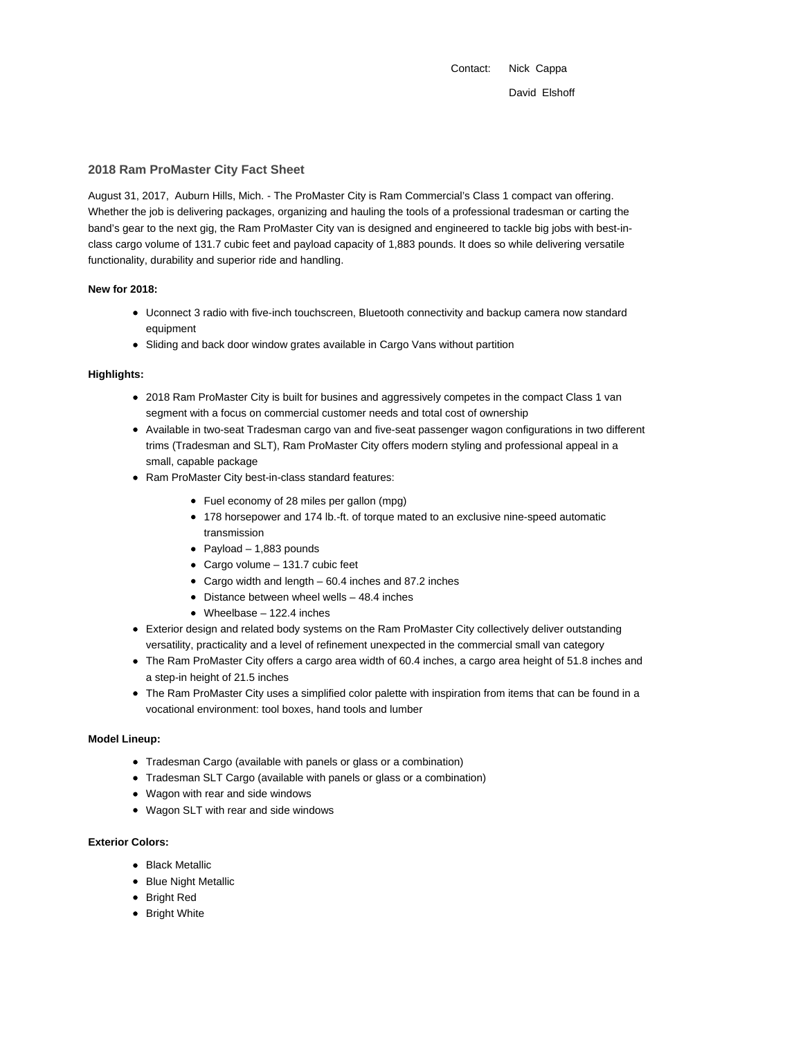Contact: Nick Cappa

David Elshoff

## 2018 Ram ProMaster City Fact Sheet

August 31, 2017, Auburn Hills, Mich. - The ProMaster City is Ram Commercial's Class 1 compact van offering. Whether the job is delivering packages, organizing and hauling the tools of a professional tradesman or carting the band's gear to the next gig, the Ram ProMaster City van is designed and engineered to tackle big jobs with best-in-class cargo volume of 131.7 cubic feet and payload capacity of 1,883 pounds. It does so while delivering versatile functionality, durability and superior ride and handling.

**New for 2018:**

- Uconnect 3 radio with five-inch touchscreen, Bluetooth connectivity and backup camera now standard equipment
- Sliding and back door window grates available in Cargo Vans without partition

**Highlights:**

- 2018 Ram ProMaster City is built for busines and aggressively competes in the compact Class 1 van segment with a focus on commercial customer needs and total cost of ownership
- Available in two-seat Tradesman cargo van and five-seat passenger wagon configurations in two different trims (Tradesman and SLT), Ram ProMaster City offers modern styling and professional appeal in a small, capable package
- Ram ProMaster City best-in-class standard features:
    - Fuel economy of 28 miles per gallon (mpg)
    - 178 horsepower and 174 lb.-ft. of torque mated to an exclusive nine-speed automatic transmission
    - Payload – 1,883 pounds
    - Cargo volume – 131.7 cubic feet
    - Cargo width and length – 60.4 inches and 87.2 inches
    - Distance between wheel wells – 48.4 inches
    - Wheelbase – 122.4 inches
- Exterior design and related body systems on the Ram ProMaster City collectively deliver outstanding versatility, practicality and a level of refinement unexpected in the commercial small van category
- The Ram ProMaster City offers a cargo area width of 60.4 inches, a cargo area height of 51.8 inches and a step-in height of 21.5 inches
- The Ram ProMaster City uses a simplified color palette with inspiration from items that can be found in a vocational environment: tool boxes, hand tools and lumber

**Model Lineup:**

- Tradesman Cargo (available with panels or glass or a combination)
- Tradesman SLT Cargo (available with panels or glass or a combination)
- Wagon with rear and side windows
- Wagon SLT with rear and side windows

**Exterior Colors:**

- Black Metallic
- Blue Night Metallic
- Bright Red
- Bright White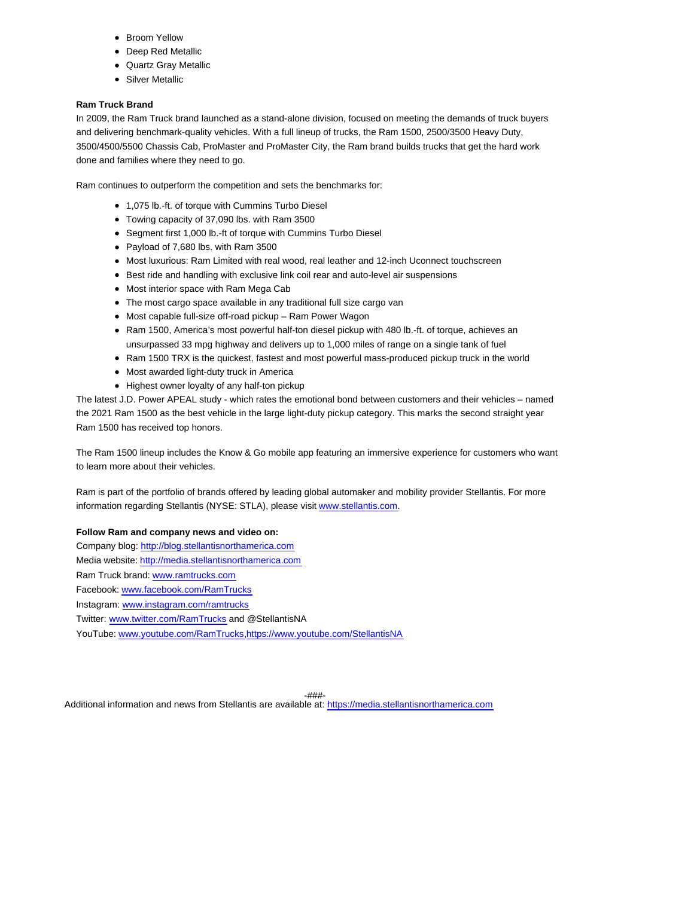- Broom Yellow
- Deep Red Metallic
- Quartz Gray Metallic
- Silver Metallic

**Ram Truck Brand**

In 2009, the Ram Truck brand launched as a stand-alone division, focused on meeting the demands of truck buyers and delivering benchmark-quality vehicles. With a full lineup of trucks, the Ram 1500, 2500/3500 Heavy Duty, 3500/4500/5500 Chassis Cab, ProMaster and ProMaster City, the Ram brand builds trucks that get the hard work done and families where they need to go.

Ram continues to outperform the competition and sets the benchmarks for:

- 1,075 lb.-ft. of torque with Cummins Turbo Diesel
- Towing capacity of 37,090 lbs. with Ram 3500
- Segment first 1,000 lb.-ft of torque with Cummins Turbo Diesel
- Payload of 7,680 lbs. with Ram 3500
- Most luxurious: Ram Limited with real wood, real leather and 12-inch Uconnect touchscreen
- Best ride and handling with exclusive link coil rear and auto-level air suspensions
- Most interior space with Ram Mega Cab
- The most cargo space available in any traditional full size cargo van
- Most capable full-size off-road pickup – Ram Power Wagon
- Ram 1500, America's most powerful half-ton diesel pickup with 480 lb.-ft. of torque, achieves an unsurpassed 33 mpg highway and delivers up to 1,000 miles of range on a single tank of fuel
- Ram 1500 TRX is the quickest, fastest and most powerful mass-produced pickup truck in the world
- Most awarded light-duty truck in America
- Highest owner loyalty of any half-ton pickup

The latest J.D. Power APEAL study - which rates the emotional bond between customers and their vehicles – named the 2021 Ram 1500 as the best vehicle in the large light-duty pickup category. This marks the second straight year Ram 1500 has received top honors.

The Ram 1500 lineup includes the Know & Go mobile app featuring an immersive experience for customers who want to learn more about their vehicles.

Ram is part of the portfolio of brands offered by leading global automaker and mobility provider Stellantis. For more information regarding Stellantis (NYSE: STLA), please visit www.stellantis.com.

**Follow Ram and company news and video on:**

Company blog: http://blog.stellantisnorthamerica.com
Media website: http://media.stellantisnorthamerica.com
Ram Truck brand: www.ramtrucks.com
Facebook: www.facebook.com/RamTrucks
Instagram: www.instagram.com/ramtrucks
Twitter: www.twitter.com/RamTrucks and @StellantisNA
YouTube: www.youtube.com/RamTrucks,https://www.youtube.com/StellantisNA

-###-

Additional information and news from Stellantis are available at: https://media.stellantisnorthamerica.com